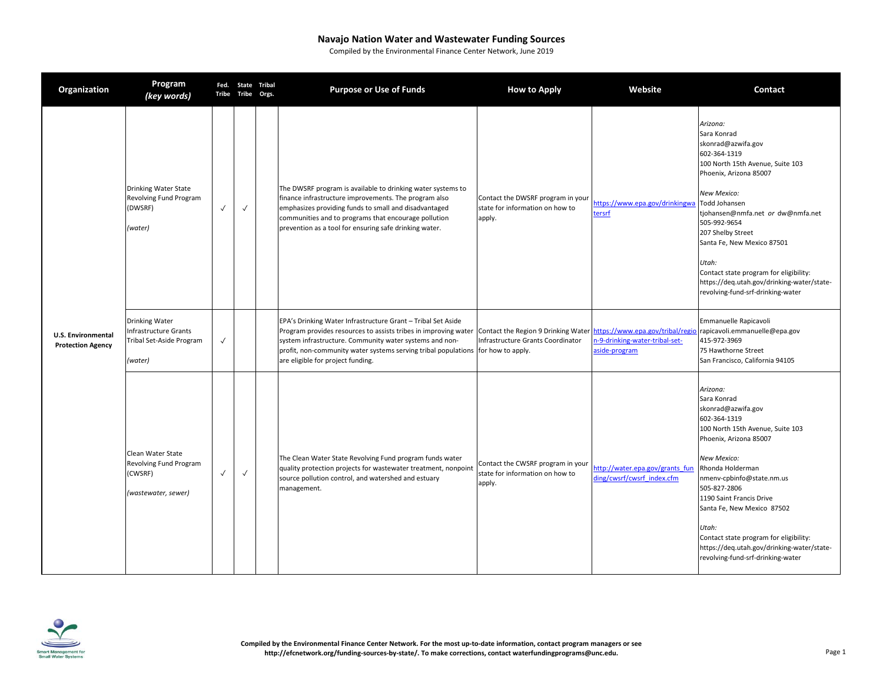# Navajo Nation Water and Wastewater Funding Sources

Compiled by the Environmental Finance Center Network, June 2019

| Organization | Program *(key words)* | Fed. Tribe | State Tribe | Tribal Orgs. | Purpose or Use of Funds | How to Apply | Website | Contact |
|---|---|---|---|---|---|---|---|---|
| U.S. Environmental Protection Agency | Drinking Water State Revolving Fund Program (DWSRF) *(water)* | ✓ | ✓ | | The DWSRF program is available to drinking water systems to finance infrastructure improvements. The program also emphasizes providing funds to small and disadvantaged communities and to programs that encourage pollution prevention as a tool for ensuring safe drinking water. | Contact the DWSRF program in your state for information on how to apply. | https://www.epa.gov/drinkingwatersrf | *Arizona:* Sara Konrad skonrad@azwifa.gov 602-364-1319 100 North 15th Avenue, Suite 103 Phoenix, Arizona 85007 *New Mexico:* Todd Johansen tjohansen@nmfa.net *or* dw@nmfa.net 505-992-9654 207 Shelby Street Santa Fe, New Mexico 87501 *Utah:* Contact state program for eligibility: https://deq.utah.gov/drinking-water/state-revolving-fund-srf-drinking-water |
| | Drinking Water Infrastructure Grants Tribal Set-Aside Program *(water)* | ✓ | | | EPA's Drinking Water Infrastructure Grant – Tribal Set Aside Program provides resources to assists tribes in improving water system infrastructure. Community water systems and non-profit, non-community water systems serving tribal populations are eligible for project funding. | Contact the Region 9 Drinking Water Infrastructure Grants Coordinator for how to apply. | https://www.epa.gov/tribal/region-9-drinking-water-tribal-set-aside-program | Emmanuelle Rapicavoli rapicavoli.emmanuelle@epa.gov 415-972-3969 75 Hawthorne Street San Francisco, California 94105 |
| | Clean Water State Revolving Fund Program (CWSRF) *(wastewater, sewer)* | ✓ | ✓ | | The Clean Water State Revolving Fund program funds water quality protection projects for wastewater treatment, nonpoint source pollution control, and watershed and estuary management. | Contact the CWSRF program in your state for information on how to apply. | http://water.epa.gov/grants_funding/cwsrf/cwsrf_index.cfm | *Arizona:* Sara Konrad skonrad@azwifa.gov 602-364-1319 100 North 15th Avenue, Suite 103 Phoenix, Arizona 85007 *New Mexico:* Rhonda Holderman nmenv-cpbinfo@state.nm.us 505-827-2806 1190 Saint Francis Drive Santa Fe, New Mexico 87502 *Utah:* Contact state program for eligibility: https://deq.utah.gov/drinking-water/state-revolving-fund-srf-drinking-water |

Smart Management for Small Water Systems

**Compiled by the Environmental Finance Center Network. For the most up-to-date information, contact program managers or see http://efcnetwork.org/funding-sources-by-state/. To make corrections, contact waterfundingprograms@unc.edu.**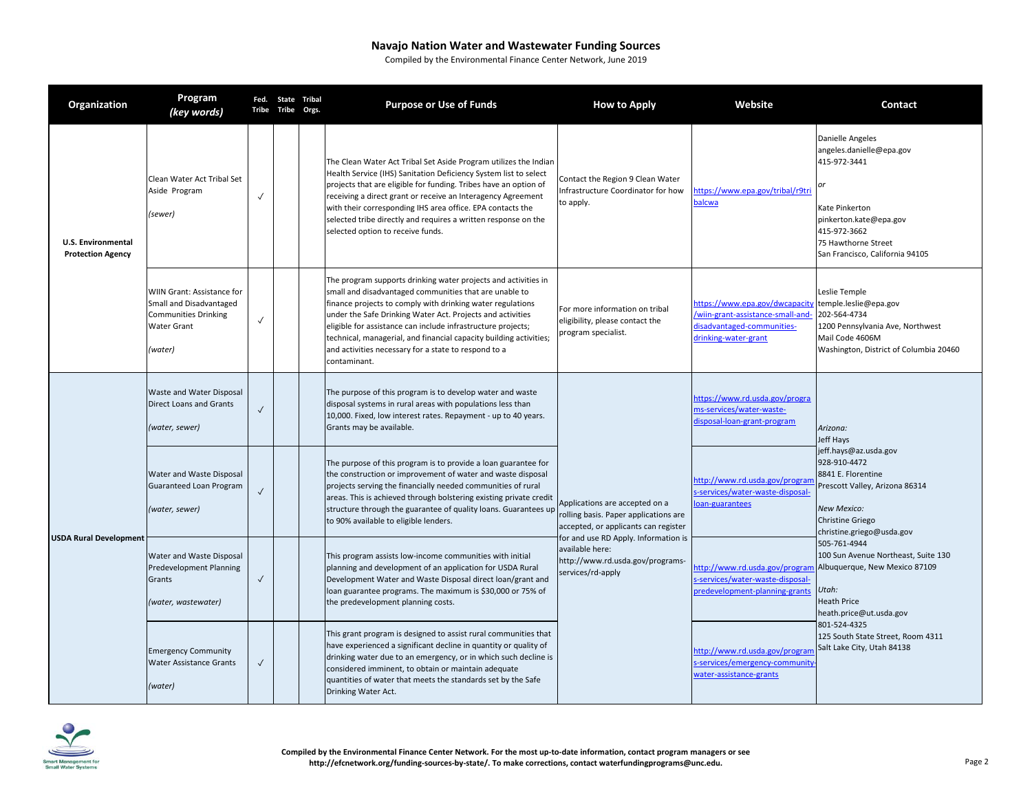# Navajo Nation Water and Wastewater Funding Sources

Compiled by the Environmental Finance Center Network, June 2019

| Organization | Program *(key words)* | Fed. Tribe | State Tribe | Tribal Orgs. | Purpose or Use of Funds | How to Apply | Website | Contact |
|---|---|---|---|---|---|---|---|---|
| **U.S. Environmental Protection Agency** | Clean Water Act Tribal Set Aside Program *(sewer)* | ✓ | | | The Clean Water Act Tribal Set Aside Program utilizes the Indian Health Service (IHS) Sanitation Deficiency System list to select projects that are eligible for funding. Tribes have an option of receiving a direct grant or receive an Interagency Agreement with their corresponding IHS area office. EPA contacts the selected tribe directly and requires a written response on the selected option to receive funds. | Contact the Region 9 Clean Water Infrastructure Coordinator for how to apply. | https://www.epa.gov/tribal/r9tribalcwa | Danielle Angeles angeles.danielle@epa.gov 415-972-3441 *or* Kate Pinkerton pinkerton.kate@epa.gov 415-972-3662 75 Hawthorne Street San Francisco, California 94105 |
| **U.S. Environmental Protection Agency** | WIIN Grant: Assistance for Small and Disadvantaged Communities Drinking Water Grant *(water)* | ✓ | | | The program supports drinking water projects and activities in small and disadvantaged communities that are unable to finance projects to comply with drinking water regulations under the Safe Drinking Water Act. Projects and activities eligible for assistance can include infrastructure projects; technical, managerial, and financial capacity building activities; and activities necessary for a state to respond to a contaminant. | For more information on tribal eligibility, please contact the program specialist. | https://www.epa.gov/dwcapacity/wiin-grant-assistance-small-and-disadvantaged-communities-drinking-water-grant | Leslie Temple temple.leslie@epa.gov 202-564-4734 1200 Pennsylvania Ave, Northwest Mail Code 4606M Washington, District of Columbia 20460 |
| **USDA Rural Development** | Waste and Water Disposal Direct Loans and Grants *(water, sewer)* | ✓ | | | The purpose of this program is to develop water and waste disposal systems in rural areas with populations less than 10,000. Fixed, low interest rates. Repayment - up to 40 years. Grants may be available. | Applications are accepted on a rolling basis. Paper applications are accepted, or applicants can register for and use RD Apply. Information is available here: http://www.rd.usda.gov/programs-services/rd-apply | https://www.rd.usda.gov/programs-services/water-waste-disposal-loan-grant-program | *Arizona:* Jeff Hays jeff.hays@az.usda.gov 928-910-4472 8841 E. Florentine Prescott Valley, Arizona 86314 *New Mexico:* Christine Griego christine.griego@usda.gov 505-761-4944 100 Sun Avenue Northeast, Suite 130 Albuquerque, New Mexico 87109 *Utah:* Heath Price heath.price@ut.usda.gov 801-524-4325 125 South State Street, Room 4311 Salt Lake City, Utah 84138 |
| **USDA Rural Development** | Water and Waste Disposal Guaranteed Loan Program *(water, sewer)* | ✓ | | | The purpose of this program is to provide a loan guarantee for the construction or improvement of water and waste disposal projects serving the financially needed communities of rural areas. This is achieved through bolstering existing private credit structure through the guarantee of quality loans. Guarantees up to 90% available to eligible lenders. | Applications are accepted on a rolling basis. Paper applications are accepted, or applicants can register for and use RD Apply. Information is available here: http://www.rd.usda.gov/programs-services/rd-apply | http://www.rd.usda.gov/programs-services/water-waste-disposal-loan-guarantees | (see Arizona, New Mexico, Utah contacts above) |
| **USDA Rural Development** | Water and Waste Disposal Predevelopment Planning Grants *(water, wastewater)* | ✓ | | | This program assists low-income communities with initial planning and development of an application for USDA Rural Development Water and Waste Disposal direct loan/grant and loan guarantee programs. The maximum is $30,000 or 75% of the predevelopment planning costs. | Applications are accepted on a rolling basis. Paper applications are accepted, or applicants can register for and use RD Apply. Information is available here: http://www.rd.usda.gov/programs-services/rd-apply | http://www.rd.usda.gov/programs-services/water-waste-disposal-predevelopment-planning-grants | (see Arizona, New Mexico, Utah contacts above) |
| **USDA Rural Development** | Emergency Community Water Assistance Grants *(water)* | ✓ | | | This grant program is designed to assist rural communities that have experienced a significant decline in quantity or quality of drinking water due to an emergency, or in which such decline is considered imminent, to obtain or maintain adequate quantities of water that meets the standards set by the Safe Drinking Water Act. | Applications are accepted on a rolling basis. Paper applications are accepted, or applicants can register for and use RD Apply. Information is available here: http://www.rd.usda.gov/programs-services/rd-apply | http://www.rd.usda.gov/programs-services/emergency-community-water-assistance-grants | (see Arizona, New Mexico, Utah contacts above) |

**Compiled by the Environmental Finance Center Network. For the most up-to-date information, contact program managers or see http://efcnetwork.org/funding-sources-by-state/. To make corrections, contact waterfundingprograms@unc.edu.**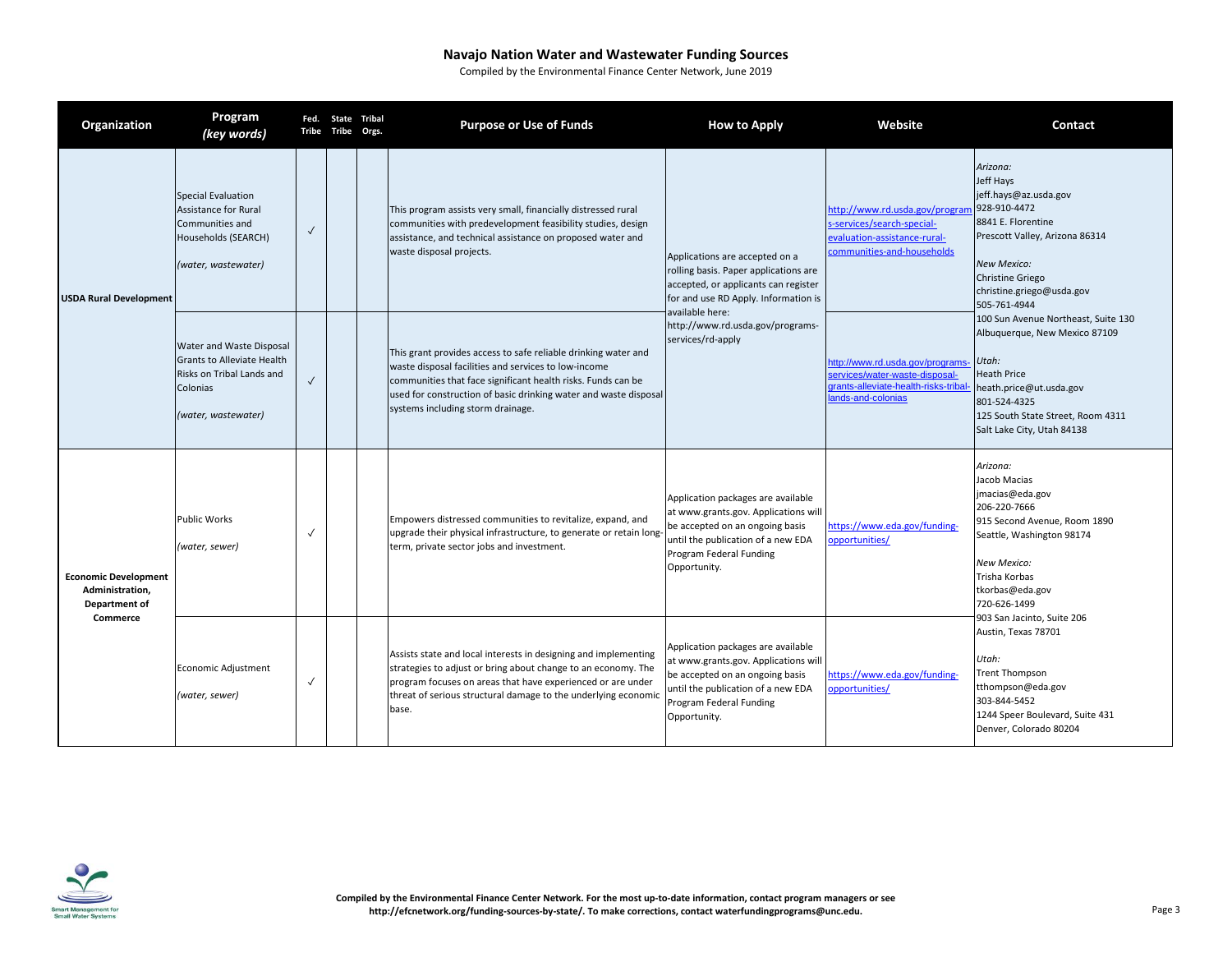## Navajo Nation Water and Wastewater Funding Sources

Compiled by the Environmental Finance Center Network, June 2019

| Organization | Program *(key words)* | Fed. Tribe | State Tribe | Tribal Orgs. | Purpose or Use of Funds | How to Apply | Website | Contact |
|---|---|---|---|---|---|---|---|---|
| **USDA Rural Development** | Special Evaluation Assistance for Rural Communities and Households (SEARCH) *(water, wastewater)* | ✓ | | | This program assists very small, financially distressed rural communities with predevelopment feasibility studies, design assistance, and technical assistance on proposed water and waste disposal projects. | Applications are accepted on a rolling basis. Paper applications are accepted, or applicants can register for and use RD Apply. Information is available here: http://www.rd.usda.gov/programs-services/rd-apply | http://www.rd.usda.gov/programs-services/search-special-evaluation-assistance-rural-communities-and-households | *Arizona:* Jeff Hays jeff.hays@az.usda.gov 928-910-4472 8841 E. Florentine Prescott Valley, Arizona 86314 *New Mexico:* Christine Griego christine.griego@usda.gov 505-761-4944 100 Sun Avenue Northeast, Suite 130 Albuquerque, New Mexico 87109 *Utah:* Heath Price heath.price@ut.usda.gov 801-524-4325 125 South State Street, Room 4311 Salt Lake City, Utah 84138 |
| | Water and Waste Disposal Grants to Alleviate Health Risks on Tribal Lands and Colonias *(water, wastewater)* | ✓ | | | This grant provides access to safe reliable drinking water and waste disposal facilities and services to low-income communities that face significant health risks. Funds can be used for construction of basic drinking water and waste disposal systems including storm drainage. | | http://www.rd.usda.gov/programs-services/water-waste-disposal-grants-alleviate-health-risks-tribal-lands-and-colonias | |
| **Economic Development Administration, Department of Commerce** | Public Works *(water, sewer)* | ✓ | | | Empowers distressed communities to revitalize, expand, and upgrade their physical infrastructure, to generate or retain long-term, private sector jobs and investment. | Application packages are available at www.grants.gov. Applications will be accepted on an ongoing basis until the publication of a new EDA Program Federal Funding Opportunity. | https://www.eda.gov/funding-opportunities/ | *Arizona:* Jacob Macias jmacias@eda.gov 206-220-7666 915 Second Avenue, Room 1890 Seattle, Washington 98174 *New Mexico:* Trisha Korbas tkorbas@eda.gov 720-626-1499 903 San Jacinto, Suite 206 Austin, Texas 78701 *Utah:* Trent Thompson tthompson@eda.gov 303-844-5452 1244 Speer Boulevard, Suite 431 Denver, Colorado 80204 |
| | Economic Adjustment *(water, sewer)* | ✓ | | | Assists state and local interests in designing and implementing strategies to adjust or bring about change to an economy. The program focuses on areas that have experienced or are under threat of serious structural damage to the underlying economic base. | Application packages are available at www.grants.gov. Applications will be accepted on an ongoing basis until the publication of a new EDA Program Federal Funding Opportunity. | https://www.eda.gov/funding-opportunities/ | |

Smart Management for Small Water Systems

**Compiled by the Environmental Finance Center Network. For the most up-to-date information, contact program managers or see http://efcnetwork.org/funding-sources-by-state/. To make corrections, contact waterfundingprograms@unc.edu.**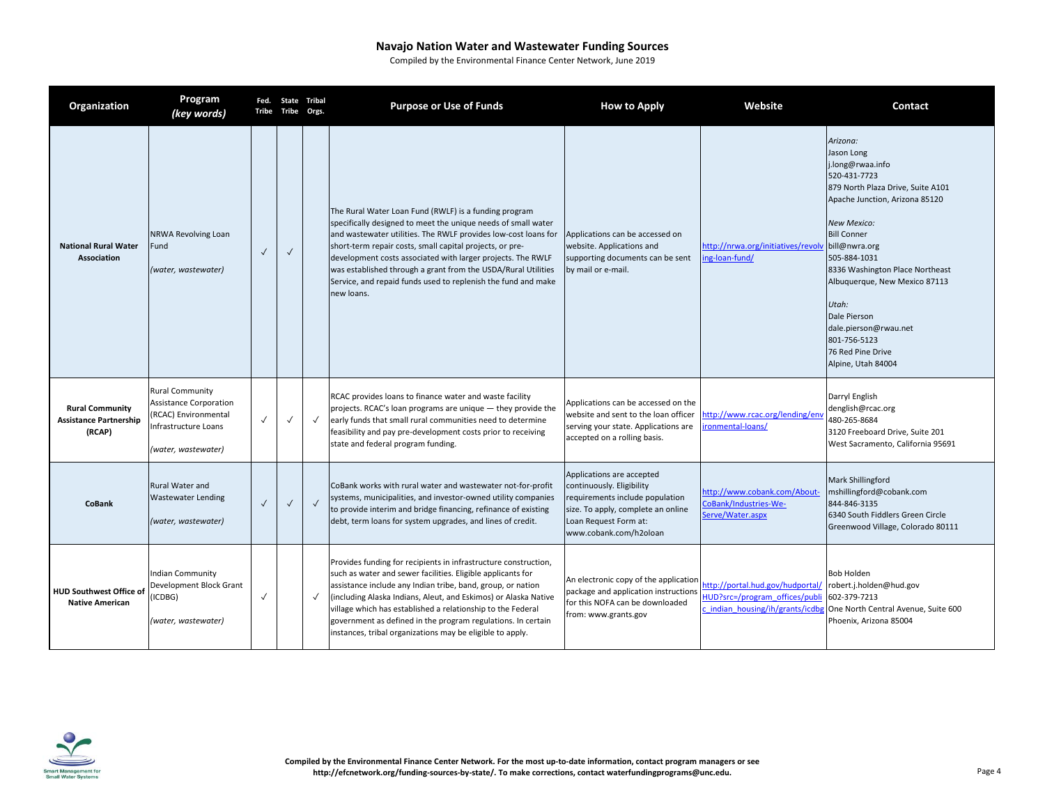# Navajo Nation Water and Wastewater Funding Sources

Compiled by the Environmental Finance Center Network, June 2019

| Organization | Program *(key words)* | Fed. Tribe | State Tribe | Tribal Orgs. | Purpose or Use of Funds | How to Apply | Website | Contact |
|---|---|---|---|---|---|---|---|---|
| **National Rural Water Association** | NRWA Revolving Loan Fund *(water, wastewater)* | ✓ | ✓ | | The Rural Water Loan Fund (RWLF) is a funding program specifically designed to meet the unique needs of small water and wastewater utilities. The RWLF provides low-cost loans for short-term repair costs, small capital projects, or pre-development costs associated with larger projects. The RWLF was established through a grant from the USDA/Rural Utilities Service, and repaid funds used to replenish the fund and make new loans. | Applications can be accessed on website. Applications and supporting documents can be sent by mail or e-mail. | http://nrwa.org/initiatives/revolving-loan-fund/ | *Arizona:* Jason Long j.long@rwaa.info 520-431-7723 879 North Plaza Drive, Suite A101 Apache Junction, Arizona 85120 *New Mexico:* Bill Conner bill@nwra.org 505-884-1031 8336 Washington Place Northeast Albuquerque, New Mexico 87113 *Utah:* Dale Pierson dale.pierson@rwau.net 801-756-5123 76 Red Pine Drive Alpine, Utah 84004 |
| **Rural Community Assistance Partnership (RCAP)** | Rural Community Assistance Corporation (RCAC) Environmental Infrastructure Loans *(water, wastewater)* | ✓ | ✓ | ✓ | RCAC provides loans to finance water and waste facility projects. RCAC's loan programs are unique — they provide the early funds that small rural communities need to determine feasibility and pay pre-development costs prior to receiving state and federal program funding. | Applications can be accessed on the website and sent to the loan officer serving your state. Applications are accepted on a rolling basis. | http://www.rcac.org/lending/environmental-loans/ | Darryl English denglish@rcac.org 480-265-8684 3120 Freeboard Drive, Suite 201 West Sacramento, California 95691 |
| **CoBank** | Rural Water and Wastewater Lending *(water, wastewater)* | ✓ | ✓ | ✓ | CoBank works with rural water and wastewater not-for-profit systems, municipalities, and investor-owned utility companies to provide interim and bridge financing, refinance of existing debt, term loans for system upgrades, and lines of credit. | Applications are accepted continuously. Eligibility requirements include population size. To apply, complete an online Loan Request Form at: www.cobank.com/h2oloan | http://www.cobank.com/About-CoBank/Industries-We-Serve/Water.aspx | Mark Shillingford mshillingford@cobank.com 844-846-3135 6340 South Fiddlers Green Circle Greenwood Village, Colorado 80111 |
| **HUD Southwest Office of Native American** | Indian Community Development Block Grant (ICDBG) *(water, wastewater)* | ✓ | | ✓ | Provides funding for recipients in infrastructure construction, such as water and sewer facilities. Eligible applicants for assistance include any Indian tribe, band, group, or nation (including Alaska Indians, Aleut, and Eskimos) or Alaska Native village which has established a relationship to the Federal government as defined in the program regulations. In certain instances, tribal organizations may be eligible to apply. | An electronic copy of the application package and application instructions for this NOFA can be downloaded from: www.grants.gov | http://portal.hud.gov/hudportal/HUD?src=/program_offices/public_indian_housing/ih/grants/icdbg | Bob Holden robert.j.holden@hud.gov 602-379-7213 One North Central Avenue, Suite 600 Phoenix, Arizona 85004 |

**Compiled by the Environmental Finance Center Network. For the most up-to-date information, contact program managers or see http://efcnetwork.org/funding-sources-by-state/. To make corrections, contact waterfundingprograms@unc.edu.**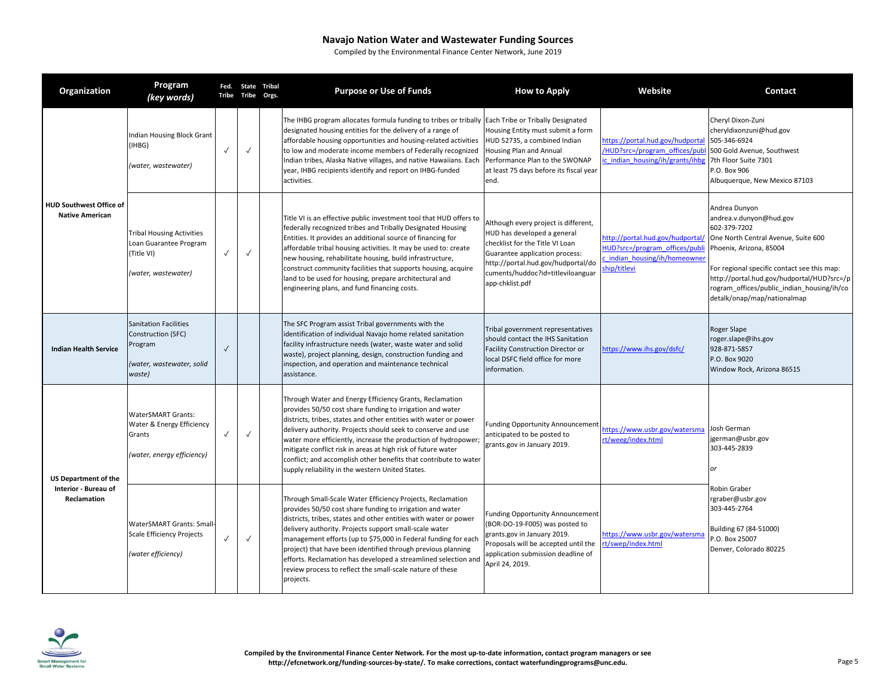# Navajo Nation Water and Wastewater Funding Sources

Compiled by the Environmental Finance Center Network, June 2019

| Organization | Program *(key words)* | Fed. Tribe | State Tribe | Tribal Orgs. | Purpose or Use of Funds | How to Apply | Website | Contact |
|---|---|---|---|---|---|---|---|---|
| HUD Southwest Office of Native American | Indian Housing Block Grant (IHBG) *(water, wastewater)* | ✓ | ✓ | | The IHBG program allocates formula funding to tribes or tribally designated housing entities for the delivery of a range of affordable housing opportunities and housing-related activities to low and moderate income members of Federally recognized Indian tribes, Alaska Native villages, and native Hawaiians. Each year, IHBG recipients identify and report on IHBG-funded activities. | Each Tribe or Tribally Designated Housing Entity must submit a form HUD 52735, a combined Indian Housing Plan and Annual Performance Plan to the SWONAP at least 75 days before its fiscal year end. | https://portal.hud.gov/hudportal/HUD?src=/program_offices/public_indian_housing/ih/grants/ihbg | Cheryl Dixon-Zuni cheryldixonzuni@hud.gov 505-346-6924 500 Gold Avenue, Southwest 7th Floor Suite 7301 P.O. Box 906 Albuquerque, New Mexico 87103 |
| | Tribal Housing Activities Loan Guarantee Program (Title VI) *(water, wastewater)* | ✓ | ✓ | | Title VI is an effective public investment tool that HUD offers to federally recognized tribes and Tribally Designated Housing Entities. It provides an additional source of financing for affordable tribal housing activities. It may be used to: create new housing, rehabilitate housing, build infrastructure, construct community facilities that supports housing, acquire land to be used for housing, prepare architectural and engineering plans, and fund financing costs. | Although every project is different, HUD has developed a general checklist for the Title VI Loan Guarantee application process: http://portal.hud.gov/hudportal/documents/huddoc?id=titleviloanguarapp-chklist.pdf | http://portal.hud.gov/hudportal/HUD?src=/program_offices/public_indian_housing/ih/homeownership/titlevi | Andrea Dunyon andrea.v.dunyon@hud.gov 602-379-7202 One North Central Avenue, Suite 600 Phoenix, Arizona, 85004<br><br>For regional specific contact see this map: http://portal.hud.gov/hudportal/HUD?src=/program_offices/public_indian_housing/ih/codetalk/onap/map/nationalmap |
| Indian Health Service | Sanitation Facilities Construction (SFC) Program *(water, wastewater, solid waste)* | ✓ | | | The SFC Program assist Tribal governments with the identification of individual Navajo home related sanitation facility infrastructure needs (water, waste water and solid waste), project planning, design, construction funding and inspection, and operation and maintenance technical assistance. | Tribal government representatives should contact the IHS Sanitation Facility Construction Director or local DSFC field office for more information. | https://www.ihs.gov/dsfc/ | Roger Slape roger.slape@ihs.gov 928-871-5857 P.O. Box 9020 Window Rock, Arizona 86515 |
| US Department of the Interior - Bureau of Reclamation | WaterSMART Grants: Water & Energy Efficiency Grants *(water, energy efficiency)* | ✓ | ✓ | | Through Water and Energy Efficiency Grants, Reclamation provides 50/50 cost share funding to irrigation and water districts, tribes, states and other entities with water or power delivery authority. Projects should seek to conserve and use water more efficiently, increase the production of hydropower; mitigate conflict risk in areas at high risk of future water conflict; and accomplish other benefits that contribute to water supply reliability in the western United States. | Funding Opportunity Announcement anticipated to be posted to grants.gov in January 2019. | https://www.usbr.gov/watersmart/weeg/index.html | Josh German jgerman@usbr.gov 303-445-2839<br><br>*or*<br><br>Robin Graber rgraber@usbr.gov 303-445-2764<br><br>Building 67 (84-51000) P.O. Box 25007 Denver, Colorado 80225 |
| | WaterSMART Grants: Small-Scale Efficiency Projects *(water efficiency)* | ✓ | ✓ | | Through Small-Scale Water Efficiency Projects, Reclamation provides 50/50 cost share funding to irrigation and water districts, tribes, states and other entities with water or power delivery authority. Projects support small-scale water management efforts (up to $75,000 in Federal funding for each project) that have been identified through previous planning efforts. Reclamation has developed a streamlined selection and review process to reflect the small-scale nature of these projects. | Funding Opportunity Announcement (BOR-DO-19-F005) was posted to grants.gov in January 2019. Proposals will be accepted until the application submission deadline of April 24, 2019. | https://www.usbr.gov/watersmart/swep/index.html | |

**Compiled by the Environmental Finance Center Network. For the most up-to-date information, contact program managers or see http://efcnetwork.org/funding-sources-by-state/. To make corrections, contact waterfundingprograms@unc.edu.**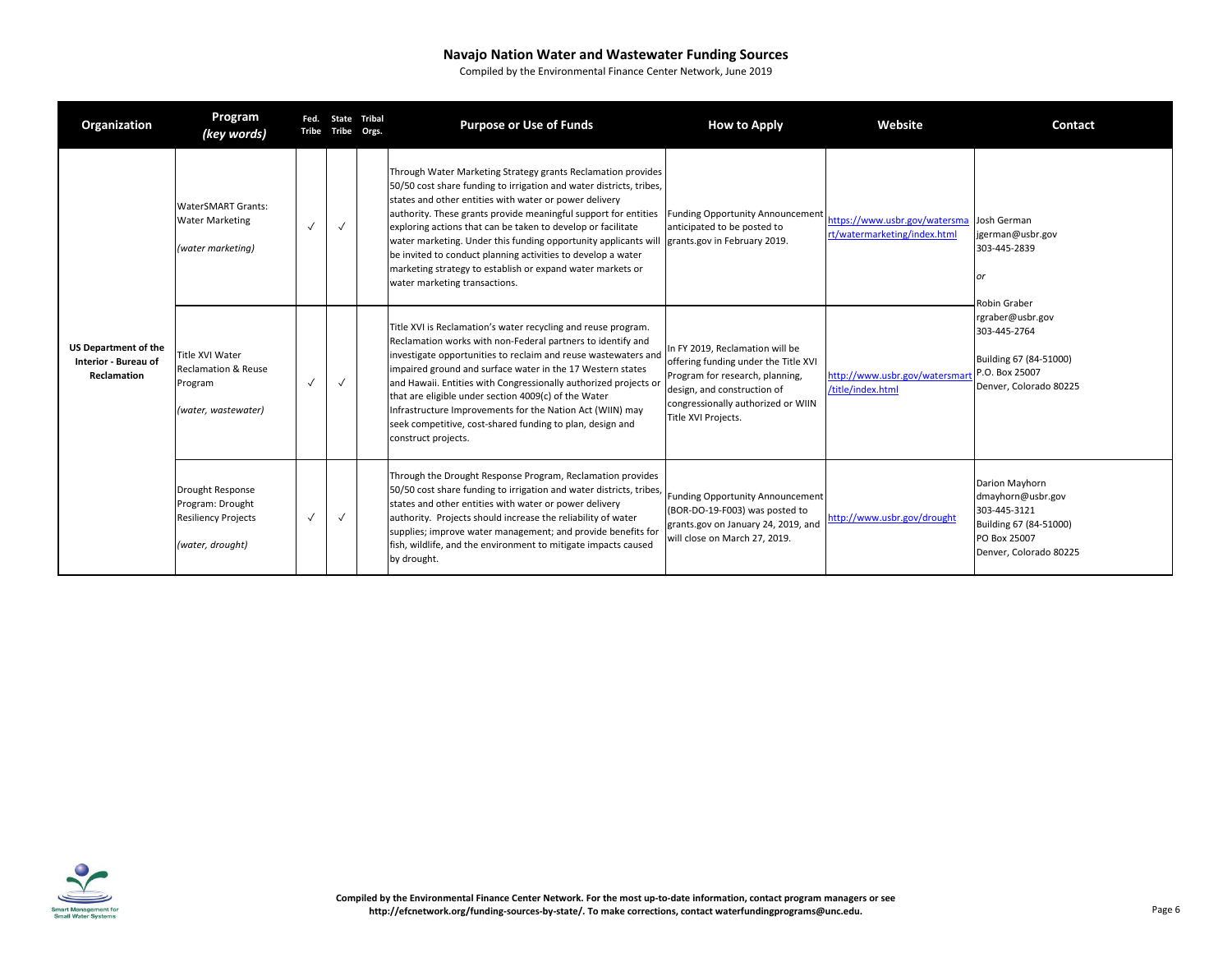# Navajo Nation Water and Wastewater Funding Sources

Compiled by the Environmental Finance Center Network, June 2019

| Organization | Program *(key words)* | Fed. Tribe | State Tribe | Tribal Orgs. | Purpose or Use of Funds | How to Apply | Website | Contact |
|---|---|---|---|---|---|---|---|---|
| US Department of the Interior - Bureau of Reclamation | WaterSMART Grants: Water Marketing *(water marketing)* | ✓ | ✓ | | Through Water Marketing Strategy grants Reclamation provides 50/50 cost share funding to irrigation and water districts, tribes, states and other entities with water or power delivery authority. These grants provide meaningful support for entities exploring actions that can be taken to develop or facilitate water marketing. Under this funding opportunity applicants will be invited to conduct planning activities to develop a water marketing strategy to establish or expand water markets or water marketing transactions. | Funding Opportunity Announcement anticipated to be posted to grants.gov in February 2019. | https://www.usbr.gov/watersmart/watermarketing/index.html | Josh German jgerman@usbr.gov 303-445-2839 *or* Robin Graber rgraber@usbr.gov 303-445-2764 Building 67 (84-51000) P.O. Box 25007 Denver, Colorado 80225 |
| | Title XVI Water Reclamation & Reuse Program *(water, wastewater)* | ✓ | ✓ | | Title XVI is Reclamation's water recycling and reuse program. Reclamation works with non-Federal partners to identify and investigate opportunities to reclaim and reuse wastewaters and impaired ground and surface water in the 17 Western states and Hawaii. Entities with Congressionally authorized projects or that are eligible under section 4009(c) of the Water Infrastructure Improvements for the Nation Act (WIIN) may seek competitive, cost-shared funding to plan, design and construct projects. | In FY 2019, Reclamation will be offering funding under the Title XVI Program for research, planning, design, and construction of congressionally authorized or WIIN Title XVI Projects. | http://www.usbr.gov/watersmart/title/index.html | |
| | Drought Response Program: Drought Resiliency Projects *(water, drought)* | ✓ | ✓ | | Through the Drought Response Program, Reclamation provides 50/50 cost share funding to irrigation and water districts, tribes, states and other entities with water or power delivery authority. Projects should increase the reliability of water supplies; improve water management; and provide benefits for fish, wildlife, and the environment to mitigate impacts caused by drought. | Funding Opportunity Announcement (BOR-DO-19-F003) was posted to grants.gov on January 24, 2019, and will close on March 27, 2019. | http://www.usbr.gov/drought | Darion Mayhorn dmayhorn@usbr.gov 303-445-3121 Building 67 (84-51000) PO Box 25007 Denver, Colorado 80225 |

Smart Management for Small Water Systems

Compiled by the Environmental Finance Center Network. For the most up-to-date information, contact program managers or see http://efcnetwork.org/funding-sources-by-state/. To make corrections, contact waterfundingprograms@unc.edu.